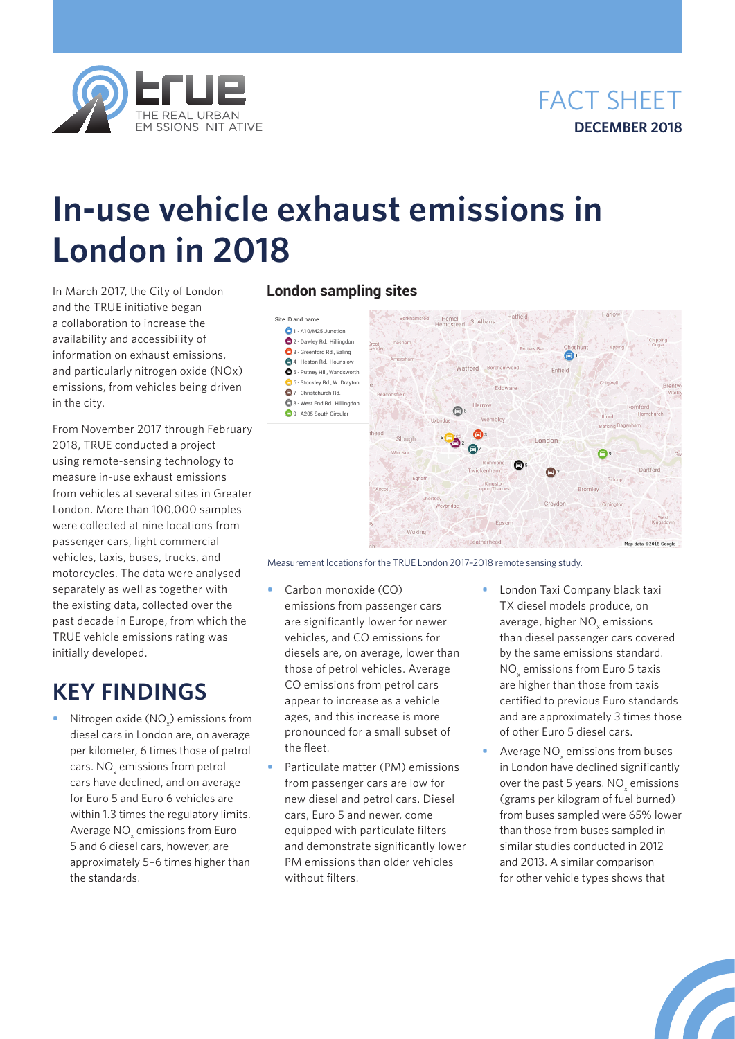FACT SHEET
**DECEMBER 2018**

# In-use vehicle exhaust emissions in London in 2018

In March 2017, the City of London and the TRUE initiative began a collaboration to increase the availability and accessibility of information on exhaust emissions, and particularly nitrogen oxide (NOx) emissions, from vehicles being driven in the city.

From November 2017 through February 2018, TRUE conducted a project using remote-sensing technology to measure in-use exhaust emissions from vehicles at several sites in Greater London. More than 100,000 samples were collected at nine locations from passenger cars, light commercial vehicles, taxis, buses, trucks, and motorcycles. The data were analysed separately as well as together with the existing data, collected over the past decade in Europe, from which the TRUE vehicle emissions rating was initially developed.

**London sampling sites**

Site ID and name
- 1 - A10/M25 Junction
- 2 - Dawley Rd., Hillingdon
- 3 - Greenford Rd., Ealing
- 4 - Heston Rd., Hounslow
- 5 - Putney Hill, Wandsworth
- 6 - Stockley Rd., W. Drayton
- 7 - Christchurch Rd.
- 8 - West End Rd., Hillingdon
- 9 - A205 South Circular

Measurement locations for the TRUE London 2017–2018 remote sensing study.

## KEY FINDINGS

- Nitrogen oxide ($NO_x$) emissions from diesel cars in London are, on average per kilometer, 6 times those of petrol cars. $NO_x$ emissions from petrol cars have declined, and on average for Euro 5 and Euro 6 vehicles are within 1.3 times the regulatory limits. Average $NO_x$ emissions from Euro 5 and 6 diesel cars, however, are approximately 5–6 times higher than the standards.
- Carbon monoxide (CO) emissions from passenger cars are significantly lower for newer vehicles, and CO emissions for diesels are, on average, lower than those of petrol vehicles. Average CO emissions from petrol cars appear to increase as a vehicle ages, and this increase is more pronounced for a small subset of the fleet.
- Particulate matter (PM) emissions from passenger cars are low for new diesel and petrol cars. Diesel cars, Euro 5 and newer, come equipped with particulate filters and demonstrate significantly lower PM emissions than older vehicles without filters.
- London Taxi Company black taxi TX diesel models produce, on average, higher $NO_x$ emissions than diesel passenger cars covered by the same emissions standard. $NO_x$ emissions from Euro 5 taxis are higher than those from taxis certified to previous Euro standards and are approximately 3 times those of other Euro 5 diesel cars.
- Average $NO_x$ emissions from buses in London have declined significantly over the past 5 years. $NO_x$ emissions (grams per kilogram of fuel burned) from buses sampled were 65% lower than those from buses sampled in similar studies conducted in 2012 and 2013. A similar comparison for other vehicle types shows that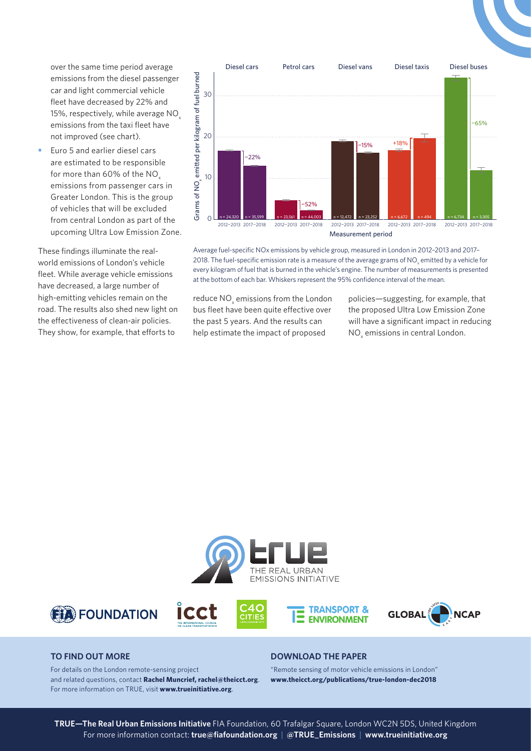over the same time period average emissions from the diesel passenger car and light commercial vehicle fleet have decreased by 22% and 15%, respectively, while average $NO_x$ emissions from the taxi fleet have not improved (see chart).

- Euro 5 and earlier diesel cars are estimated to be responsible for more than 60% of the $NO_x$ emissions from passenger cars in Greater London. This is the group of vehicles that will be excluded from central London as part of the upcoming Ultra Low Emission Zone.

These findings illuminate the real-world emissions of London's vehicle fleet. While average vehicle emissions have decreased, a large number of high-emitting vehicles remain on the road. The results also shed new light on the effectiveness of clean-air policies. They show, for example, that efforts to reduce $NO_x$ emissions from the London bus fleet have been quite effective over the past 5 years. And the results can help estimate the impact of proposed policies—suggesting, for example, that the proposed Ultra Low Emission Zone will have a significant impact in reducing $NO_x$ emissions in central London.

Diesel cars
Petrol cars
Diesel vans
Diesel taxis
Diesel buses

Grams of $NO_x$ emitted per kilogram of fuel burned

0
10
20
30

−22%
−52%
−15%
+18%
−65%

n = 24,320
n = 35,599
n = 23,561
n = 44,003
n = 12,472
n = 23,252
n = 6,672
n = 494
n = 6,734
n = 3,305

2012–2013 2017–2018
2012–2013 2017–2018
2012–2013 2017–2018
2012–2013 2017–2018
2012–2013 2017–2018

Measurement period

Average fuel-specific NOx emissions by vehicle group, measured in London in 2012–2013 and 2017–2018. The fuel-specific emission rate is a measure of the average grams of $NO_x$ emitted by a vehicle for every kilogram of fuel that is burned in the vehicle's engine. The number of measurements is presented at the bottom of each bar. Whiskers represent the 95% confidence interval of the mean.

true
THE REAL URBAN EMISSIONS INITIATIVE

FIA FOUNDATION
icct THE INTERNATIONAL COUNCIL ON CLEAN TRANSPORTATION
C40 CITIES
TRANSPORT & ENVIRONMENT
GLOBAL NCAP

**TO FIND OUT MORE**

For details on the London remote-sensing project and related questions, contact **Rachel Muncrief, rachel@theicct.org**. For more information on TRUE, visit **www.trueinitiative.org**.

**DOWNLOAD THE PAPER**

"Remote sensing of motor vehicle emissions in London"
**www.theicct.org/publications/true-london-dec2018**

**TRUE—The Real Urban Emissions Initiative** FIA Foundation, 60 Trafalgar Square, London WC2N 5DS, United Kingdom
For more information contact: **true@fiafoundation.org** | **@TRUE_Emissions** | **www.trueinitiative.org**